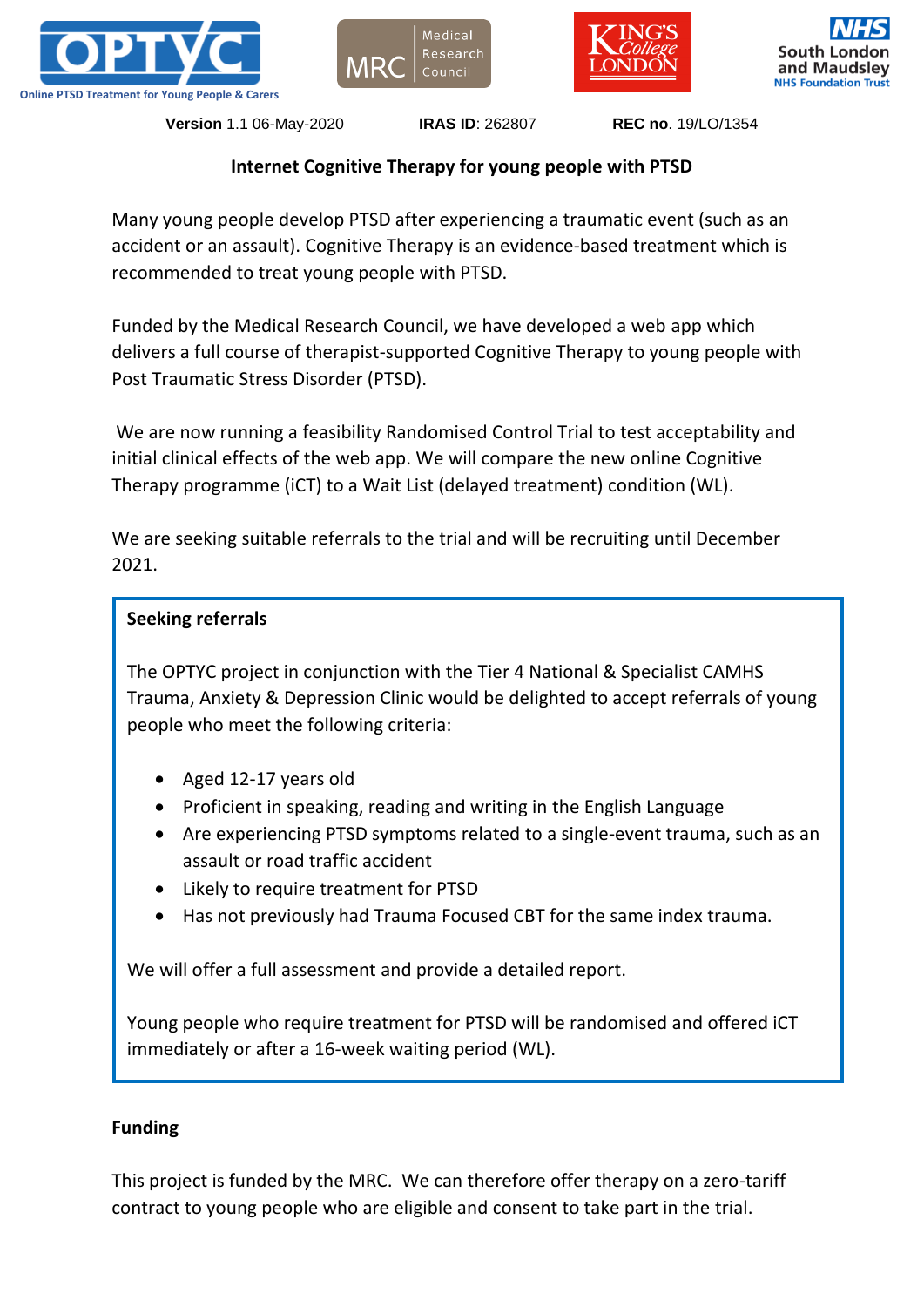**Version** 1.1 06-May-2020 **IRAS ID**: 262807 **REC no**. 19/LO/1354

# Internet Cognitive Therapy for young people with PTSD

Many young people develop PTSD after experiencing a traumatic event (such as an accident or an assault). Cognitive Therapy is an evidence-based treatment which is recommended to treat young people with PTSD.

Funded by the Medical Research Council, we have developed a web app which delivers a full course of therapist-supported Cognitive Therapy to young people with Post Traumatic Stress Disorder (PTSD).

We are now running a feasibility Randomised Control Trial to test acceptability and initial clinical effects of the web app. We will compare the new online Cognitive Therapy programme (iCT) to a Wait List (delayed treatment) condition (WL).

We are seeking suitable referrals to the trial and will be recruiting until December 2021.

## Seeking referrals

The OPTYC project in conjunction with the Tier 4 National & Specialist CAMHS Trauma, Anxiety & Depression Clinic would be delighted to accept referrals of young people who meet the following criteria:

- Aged 12-17 years old
- Proficient in speaking, reading and writing in the English Language
- Are experiencing PTSD symptoms related to a single-event trauma, such as an assault or road traffic accident
- Likely to require treatment for PTSD
- Has not previously had Trauma Focused CBT for the same index trauma.

We will offer a full assessment and provide a detailed report.

Young people who require treatment for PTSD will be randomised and offered iCT immediately or after a 16-week waiting period (WL).

## Funding

This project is funded by the MRC. We can therefore offer therapy on a zero-tariff contract to young people who are eligible and consent to take part in the trial.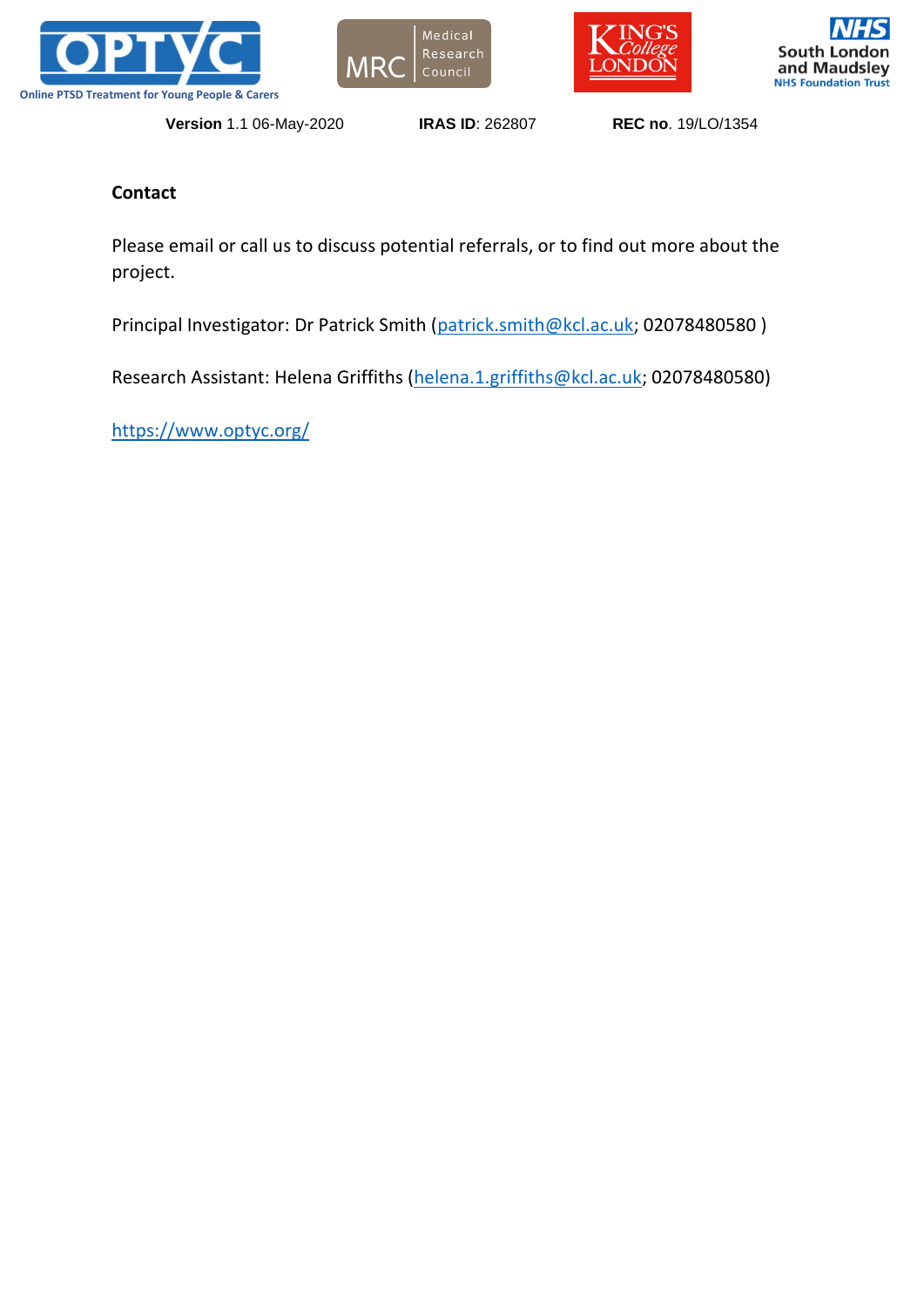**Version** 1.1 06-May-2020 **IRAS ID**: 262807 **REC no**. 19/LO/1354

**Contact**

Please email or call us to discuss potential referrals, or to find out more about the project.

Principal Investigator: Dr Patrick Smith (patrick.smith@kcl.ac.uk; 02078480580 )

Research Assistant: Helena Griffiths (helena.1.griffiths@kcl.ac.uk; 02078480580)

https://www.optyc.org/